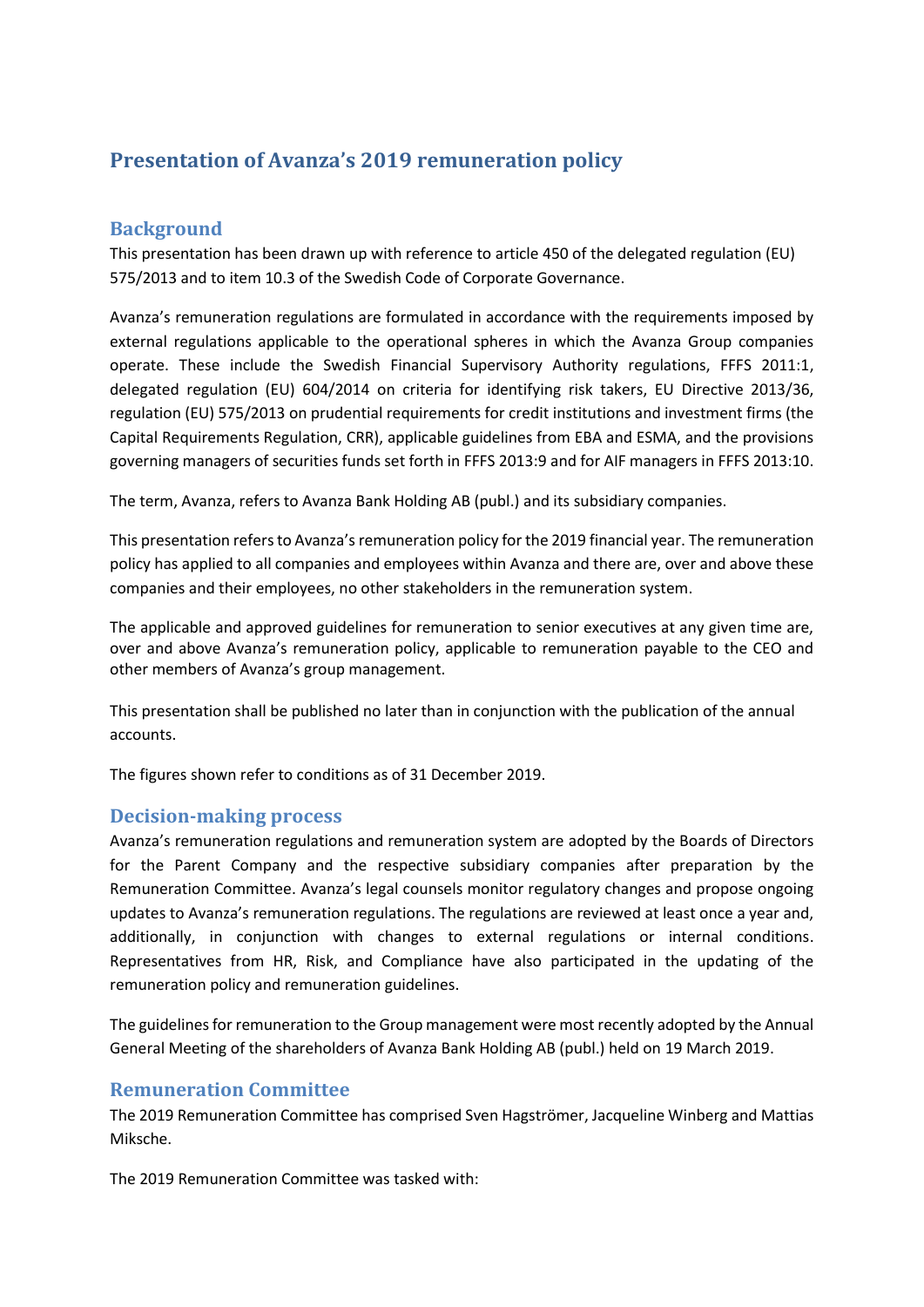# Presentation of Avanza's 2019 remuneration policy

## Background

This presentation has been drawn up with reference to article 450 of the delegated regulation (EU) 575/2013 and to item 10.3 of the Swedish Code of Corporate Governance.

Avanza's remuneration regulations are formulated in accordance with the requirements imposed by external regulations applicable to the operational spheres in which the Avanza Group companies operate. These include the Swedish Financial Supervisory Authority regulations, FFFS 2011:1, delegated regulation (EU) 604/2014 on criteria for identifying risk takers, EU Directive 2013/36, regulation (EU) 575/2013 on prudential requirements for credit institutions and investment firms (the Capital Requirements Regulation, CRR), applicable guidelines from EBA and ESMA, and the provisions governing managers of securities funds set forth in FFFS 2013:9 and for AIF managers in FFFS 2013:10.

The term, Avanza, refers to Avanza Bank Holding AB (publ.) and its subsidiary companies.

This presentation refers to Avanza's remuneration policy for the 2019 financial year. The remuneration policy has applied to all companies and employees within Avanza and there are, over and above these companies and their employees, no other stakeholders in the remuneration system.

The applicable and approved guidelines for remuneration to senior executives at any given time are, over and above Avanza's remuneration policy, applicable to remuneration payable to the CEO and other members of Avanza's group management.

This presentation shall be published no later than in conjunction with the publication of the annual accounts.

The figures shown refer to conditions as of 31 December 2019.

## Decision-making process

Avanza's remuneration regulations and remuneration system are adopted by the Boards of Directors for the Parent Company and the respective subsidiary companies after preparation by the Remuneration Committee. Avanza's legal counsels monitor regulatory changes and propose ongoing updates to Avanza's remuneration regulations. The regulations are reviewed at least once a year and, additionally, in conjunction with changes to external regulations or internal conditions. Representatives from HR, Risk, and Compliance have also participated in the updating of the remuneration policy and remuneration guidelines.

The guidelines for remuneration to the Group management were most recently adopted by the Annual General Meeting of the shareholders of Avanza Bank Holding AB (publ.) held on 19 March 2019.

## Remuneration Committee

The 2019 Remuneration Committee has comprised Sven Hagströmer, Jacqueline Winberg and Mattias Miksche.

The 2019 Remuneration Committee was tasked with: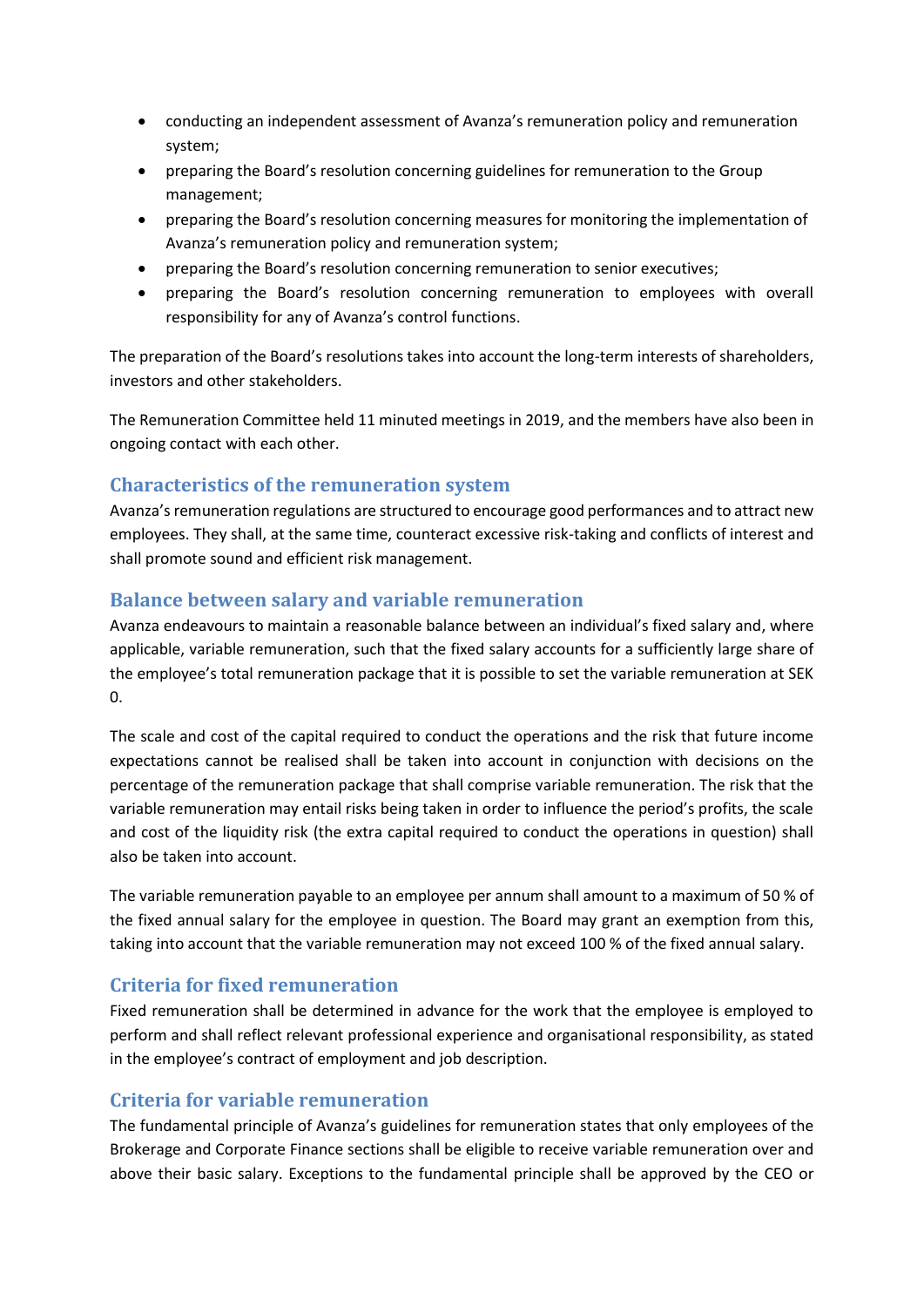- conducting an independent assessment of Avanza's remuneration policy and remuneration system;
- preparing the Board's resolution concerning guidelines for remuneration to the Group management;
- preparing the Board's resolution concerning measures for monitoring the implementation of Avanza's remuneration policy and remuneration system;
- preparing the Board's resolution concerning remuneration to senior executives;
- preparing the Board's resolution concerning remuneration to employees with overall responsibility for any of Avanza's control functions.

The preparation of the Board's resolutions takes into account the long-term interests of shareholders, investors and other stakeholders.

The Remuneration Committee held 11 minuted meetings in 2019, and the members have also been in ongoing contact with each other.

## Characteristics of the remuneration system

Avanza's remuneration regulations are structured to encourage good performances and to attract new employees. They shall, at the same time, counteract excessive risk-taking and conflicts of interest and shall promote sound and efficient risk management.

## Balance between salary and variable remuneration

Avanza endeavours to maintain a reasonable balance between an individual's fixed salary and, where applicable, variable remuneration, such that the fixed salary accounts for a sufficiently large share of the employee's total remuneration package that it is possible to set the variable remuneration at SEK 0.

The scale and cost of the capital required to conduct the operations and the risk that future income expectations cannot be realised shall be taken into account in conjunction with decisions on the percentage of the remuneration package that shall comprise variable remuneration. The risk that the variable remuneration may entail risks being taken in order to influence the period's profits, the scale and cost of the liquidity risk (the extra capital required to conduct the operations in question) shall also be taken into account.

The variable remuneration payable to an employee per annum shall amount to a maximum of 50 % of the fixed annual salary for the employee in question. The Board may grant an exemption from this, taking into account that the variable remuneration may not exceed 100 % of the fixed annual salary.

## Criteria for fixed remuneration

Fixed remuneration shall be determined in advance for the work that the employee is employed to perform and shall reflect relevant professional experience and organisational responsibility, as stated in the employee's contract of employment and job description.

## Criteria for variable remuneration

The fundamental principle of Avanza's guidelines for remuneration states that only employees of the Brokerage and Corporate Finance sections shall be eligible to receive variable remuneration over and above their basic salary. Exceptions to the fundamental principle shall be approved by the CEO or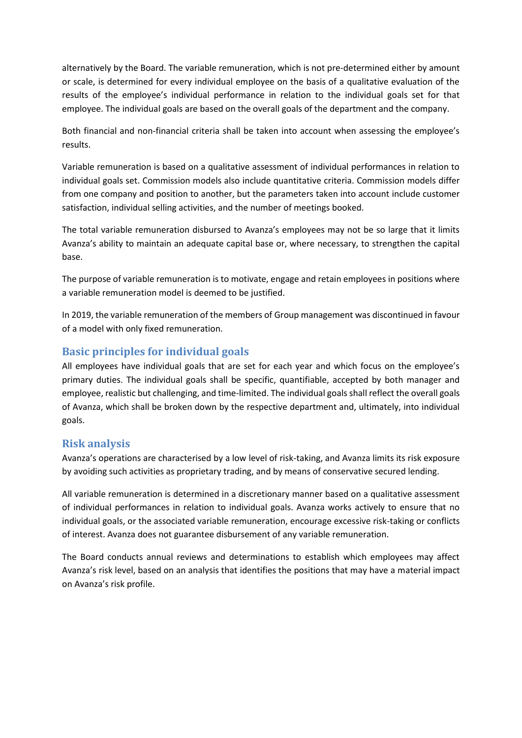alternatively by the Board. The variable remuneration, which is not pre-determined either by amount or scale, is determined for every individual employee on the basis of a qualitative evaluation of the results of the employee's individual performance in relation to the individual goals set for that employee. The individual goals are based on the overall goals of the department and the company.

Both financial and non-financial criteria shall be taken into account when assessing the employee's results.

Variable remuneration is based on a qualitative assessment of individual performances in relation to individual goals set. Commission models also include quantitative criteria. Commission models differ from one company and position to another, but the parameters taken into account include customer satisfaction, individual selling activities, and the number of meetings booked.

The total variable remuneration disbursed to Avanza's employees may not be so large that it limits Avanza's ability to maintain an adequate capital base or, where necessary, to strengthen the capital base.

The purpose of variable remuneration is to motivate, engage and retain employees in positions where a variable remuneration model is deemed to be justified.

In 2019, the variable remuneration of the members of Group management was discontinued in favour of a model with only fixed remuneration.

## Basic principles for individual goals

All employees have individual goals that are set for each year and which focus on the employee's primary duties. The individual goals shall be specific, quantifiable, accepted by both manager and employee, realistic but challenging, and time-limited. The individual goals shall reflect the overall goals of Avanza, which shall be broken down by the respective department and, ultimately, into individual goals.

## Risk analysis

Avanza's operations are characterised by a low level of risk-taking, and Avanza limits its risk exposure by avoiding such activities as proprietary trading, and by means of conservative secured lending.

All variable remuneration is determined in a discretionary manner based on a qualitative assessment of individual performances in relation to individual goals. Avanza works actively to ensure that no individual goals, or the associated variable remuneration, encourage excessive risk-taking or conflicts of interest. Avanza does not guarantee disbursement of any variable remuneration.

The Board conducts annual reviews and determinations to establish which employees may affect Avanza's risk level, based on an analysis that identifies the positions that may have a material impact on Avanza's risk profile.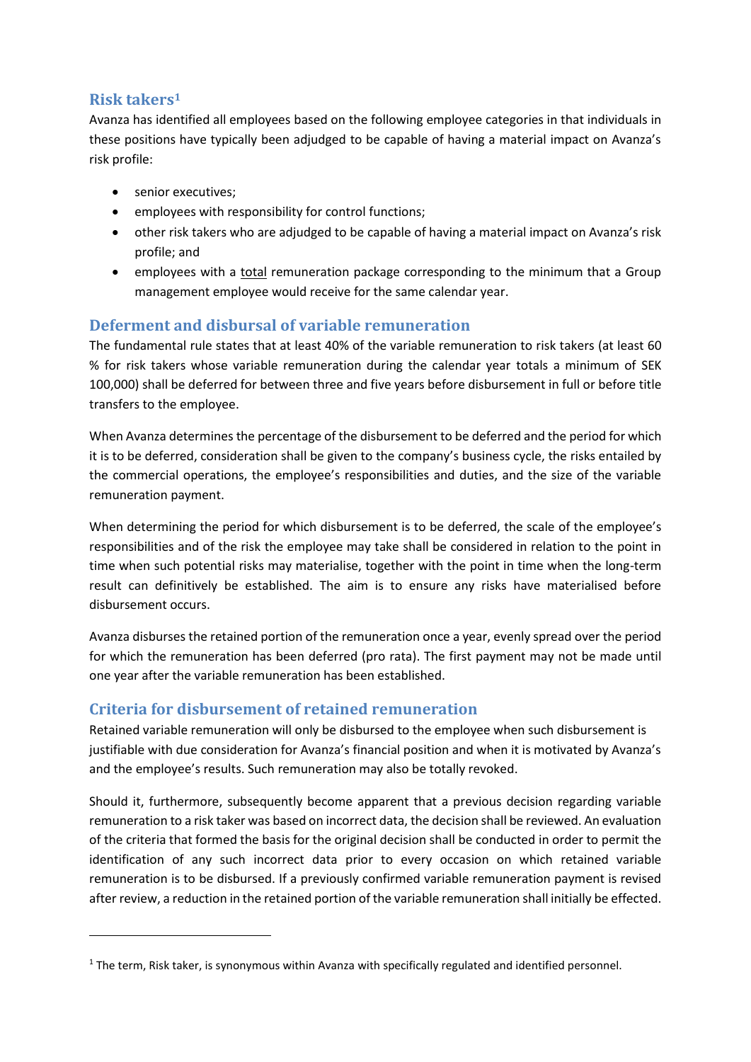## Risk takers[1]

Avanza has identified all employees based on the following employee categories in that individuals in these positions have typically been adjudged to be capable of having a material impact on Avanza's risk profile:

- senior executives;
- employees with responsibility for control functions;
- other risk takers who are adjudged to be capable of having a material impact on Avanza's risk profile; and
- employees with a <u>total</u> remuneration package corresponding to the minimum that a Group management employee would receive for the same calendar year.

## Deferment and disbursal of variable remuneration

The fundamental rule states that at least 40% of the variable remuneration to risk takers (at least 60 % for risk takers whose variable remuneration during the calendar year totals a minimum of SEK 100,000) shall be deferred for between three and five years before disbursement in full or before title transfers to the employee.

When Avanza determines the percentage of the disbursement to be deferred and the period for which it is to be deferred, consideration shall be given to the company's business cycle, the risks entailed by the commercial operations, the employee's responsibilities and duties, and the size of the variable remuneration payment.

When determining the period for which disbursement is to be deferred, the scale of the employee's responsibilities and of the risk the employee may take shall be considered in relation to the point in time when such potential risks may materialise, together with the point in time when the long-term result can definitively be established. The aim is to ensure any risks have materialised before disbursement occurs.

Avanza disburses the retained portion of the remuneration once a year, evenly spread over the period for which the remuneration has been deferred (pro rata). The first payment may not be made until one year after the variable remuneration has been established.

## Criteria for disbursement of retained remuneration

Retained variable remuneration will only be disbursed to the employee when such disbursement is justifiable with due consideration for Avanza's financial position and when it is motivated by Avanza's and the employee's results. Such remuneration may also be totally revoked.

Should it, furthermore, subsequently become apparent that a previous decision regarding variable remuneration to a risk taker was based on incorrect data, the decision shall be reviewed. An evaluation of the criteria that formed the basis for the original decision shall be conducted in order to permit the identification of any such incorrect data prior to every occasion on which retained variable remuneration is to be disbursed. If a previously confirmed variable remuneration payment is revised after review, a reduction in the retained portion of the variable remuneration shall initially be effected.

---

[1] The term, Risk taker, is synonymous within Avanza with specifically regulated and identified personnel.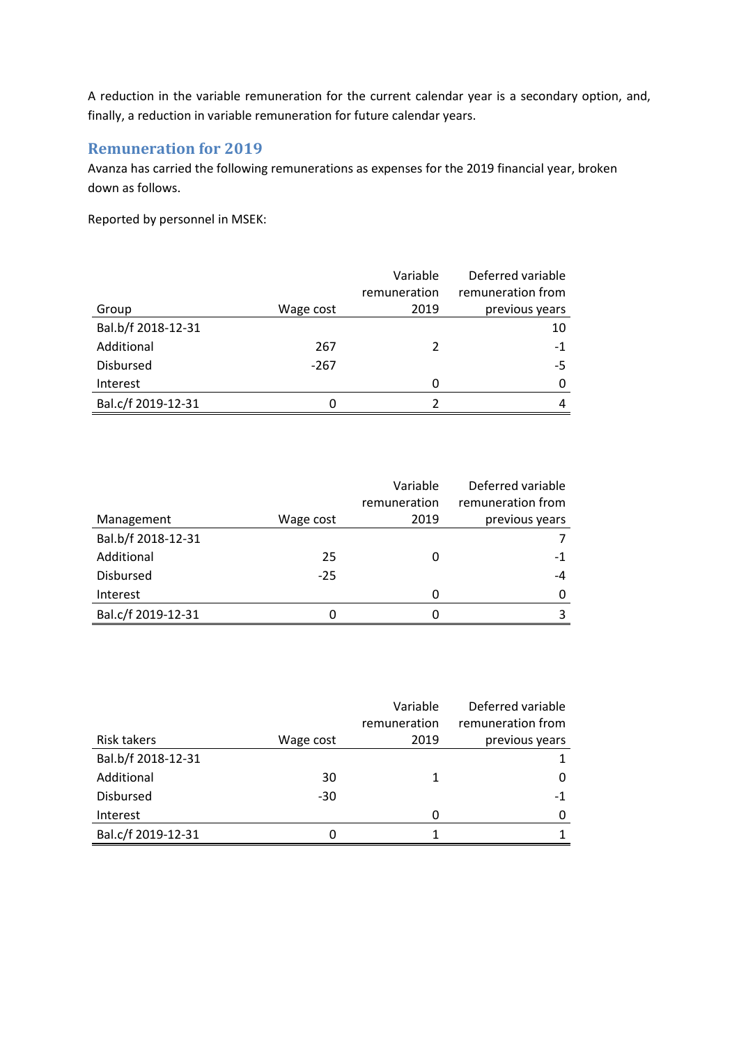A reduction in the variable remuneration for the current calendar year is a secondary option, and, finally, a reduction in variable remuneration for future calendar years.

## Remuneration for 2019

Avanza has carried the following remunerations as expenses for the 2019 financial year, broken down as follows.

Reported by personnel in MSEK:

| Group | Wage cost | Variable remuneration 2019 | Deferred variable remuneration from previous years |
|---|---|---|---|
| Bal.b/f 2018-12-31 | | | 10 |
| Additional | 267 | 2 | -1 |
| Disbursed | -267 | | -5 |
| Interest | | 0 | 0 |
| Bal.c/f 2019-12-31 | 0 | 2 | 4 |

| Management | Wage cost | Variable remuneration 2019 | Deferred variable remuneration from previous years |
|---|---|---|---|
| Bal.b/f 2018-12-31 | | | 7 |
| Additional | 25 | 0 | -1 |
| Disbursed | -25 | | -4 |
| Interest | | 0 | 0 |
| Bal.c/f 2019-12-31 | 0 | 0 | 3 |

| Risk takers | Wage cost | Variable remuneration 2019 | Deferred variable remuneration from previous years |
|---|---|---|---|
| Bal.b/f 2018-12-31 | | | 1 |
| Additional | 30 | 1 | 0 |
| Disbursed | -30 | | -1 |
| Interest | | 0 | 0 |
| Bal.c/f 2019-12-31 | 0 | 1 | 1 |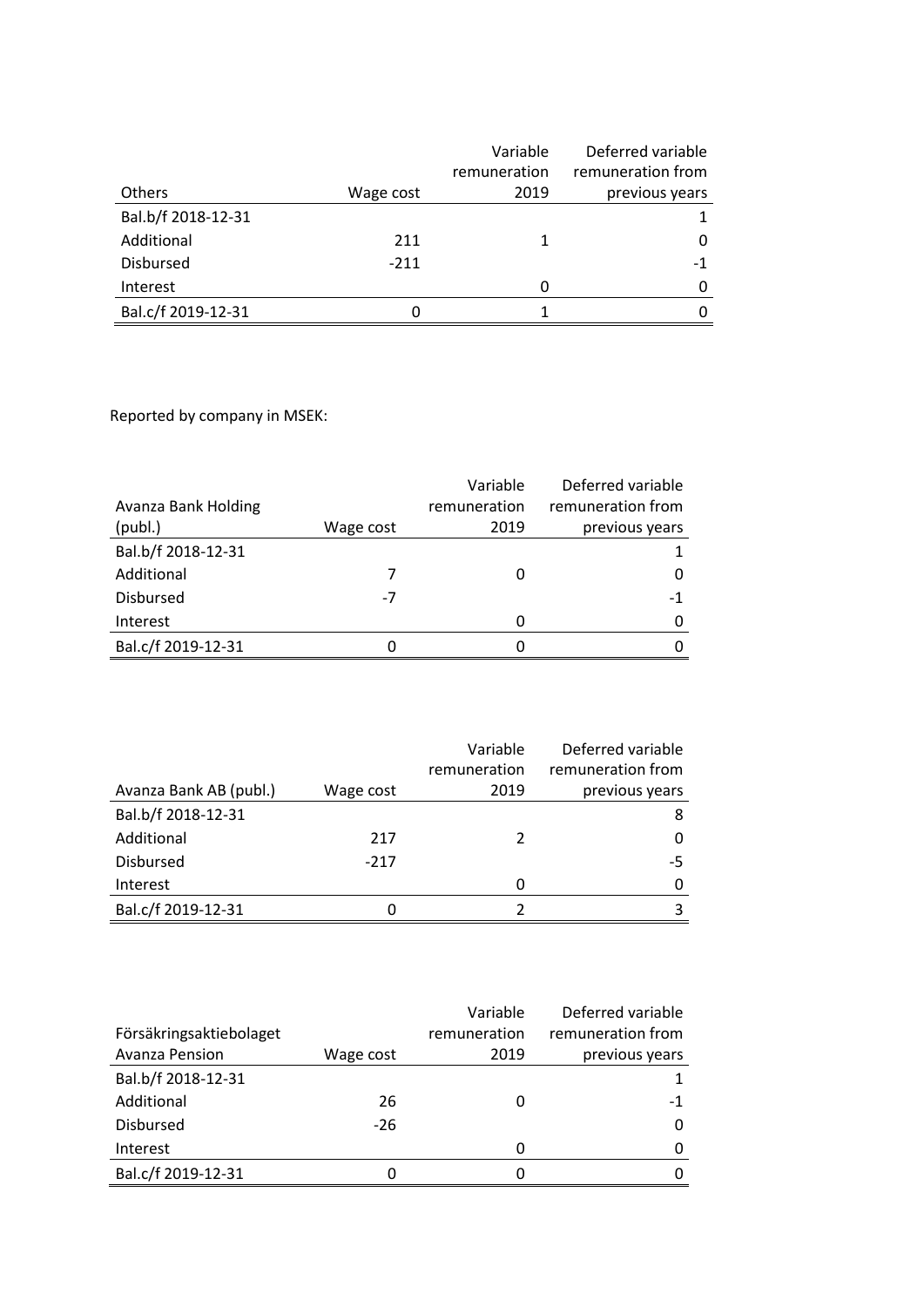| Others | Wage cost | Variable remuneration 2019 | Deferred variable remuneration from previous years |
|---|---|---|---|
| Bal.b/f 2018-12-31 | | | 1 |
| Additional | 211 | 1 | 0 |
| Disbursed | -211 | | -1 |
| Interest | | 0 | 0 |
| Bal.c/f 2019-12-31 | 0 | 1 | 0 |

Reported by company in MSEK:

| Avanza Bank Holding (publ.) | Wage cost | Variable remuneration 2019 | Deferred variable remuneration from previous years |
|---|---|---|---|
| Bal.b/f 2018-12-31 | | | 1 |
| Additional | 7 | 0 | 0 |
| Disbursed | -7 | | -1 |
| Interest | | 0 | 0 |
| Bal.c/f 2019-12-31 | 0 | 0 | 0 |

| Avanza Bank AB (publ.) | Wage cost | Variable remuneration 2019 | Deferred variable remuneration from previous years |
|---|---|---|---|
| Bal.b/f 2018-12-31 | | | 8 |
| Additional | 217 | 2 | 0 |
| Disbursed | -217 | | -5 |
| Interest | | 0 | 0 |
| Bal.c/f 2019-12-31 | 0 | 2 | 3 |

| Försäkringsaktiebolaget Avanza Pension | Wage cost | Variable remuneration 2019 | Deferred variable remuneration from previous years |
|---|---|---|---|
| Bal.b/f 2018-12-31 | | | 1 |
| Additional | 26 | 0 | -1 |
| Disbursed | -26 | | 0 |
| Interest | | 0 | 0 |
| Bal.c/f 2019-12-31 | 0 | 0 | 0 |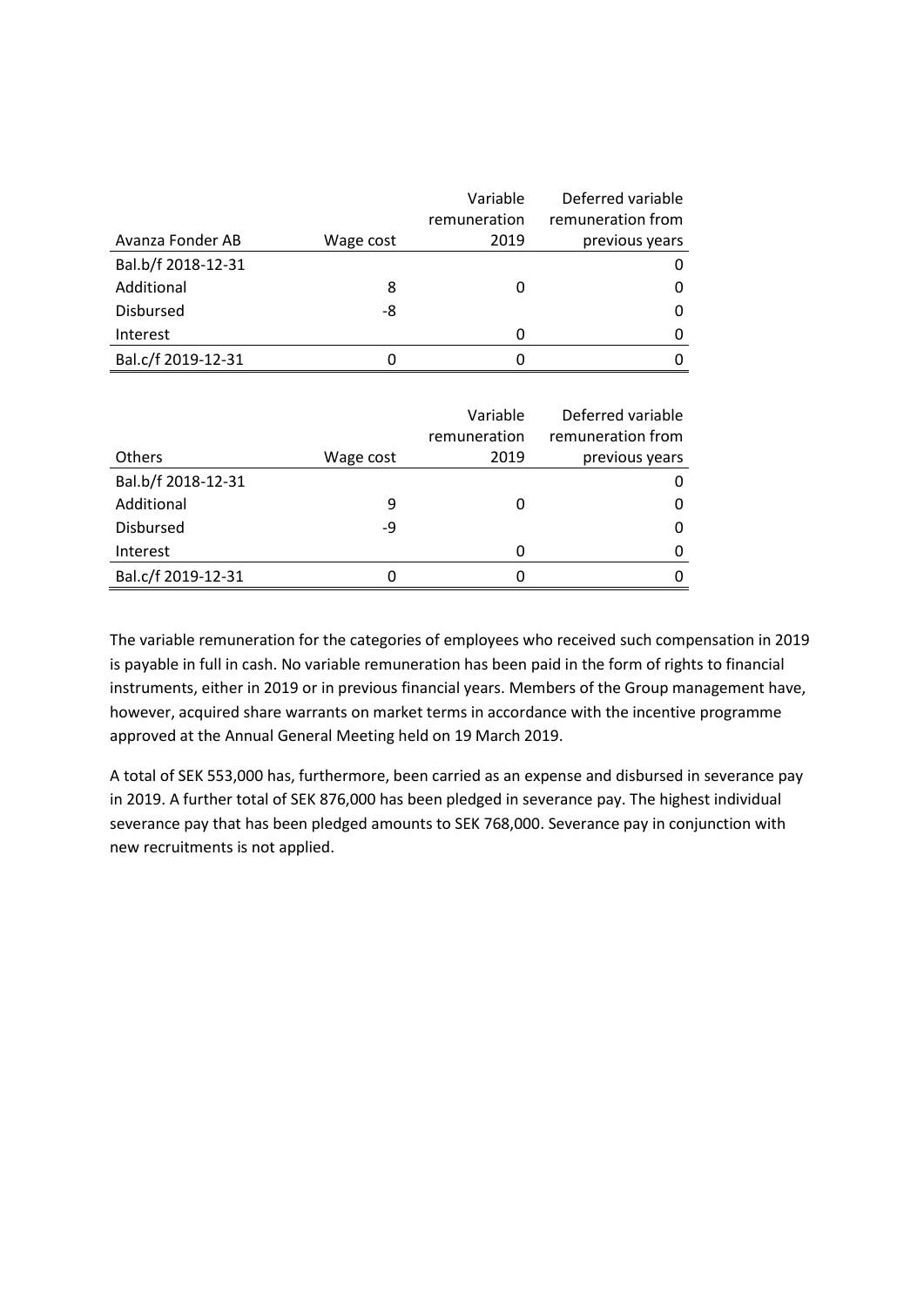| Avanza Fonder AB | Wage cost | Variable remuneration 2019 | Deferred variable remuneration from previous years |
|---|---|---|---|
| Bal.b/f 2018-12-31 | | | 0 |
| Additional | 8 | 0 | 0 |
| Disbursed | -8 | | 0 |
| Interest | | 0 | 0 |
| Bal.c/f 2019-12-31 | 0 | 0 | 0 |

| Others | Wage cost | Variable remuneration 2019 | Deferred variable remuneration from previous years |
|---|---|---|---|
| Bal.b/f 2018-12-31 | | | 0 |
| Additional | 9 | 0 | 0 |
| Disbursed | -9 | | 0 |
| Interest | | 0 | 0 |
| Bal.c/f 2019-12-31 | 0 | 0 | 0 |

The variable remuneration for the categories of employees who received such compensation in 2019 is payable in full in cash. No variable remuneration has been paid in the form of rights to financial instruments, either in 2019 or in previous financial years. Members of the Group management have, however, acquired share warrants on market terms in accordance with the incentive programme approved at the Annual General Meeting held on 19 March 2019.

A total of SEK 553,000 has, furthermore, been carried as an expense and disbursed in severance pay in 2019. A further total of SEK 876,000 has been pledged in severance pay. The highest individual severance pay that has been pledged amounts to SEK 768,000. Severance pay in conjunction with new recruitments is not applied.